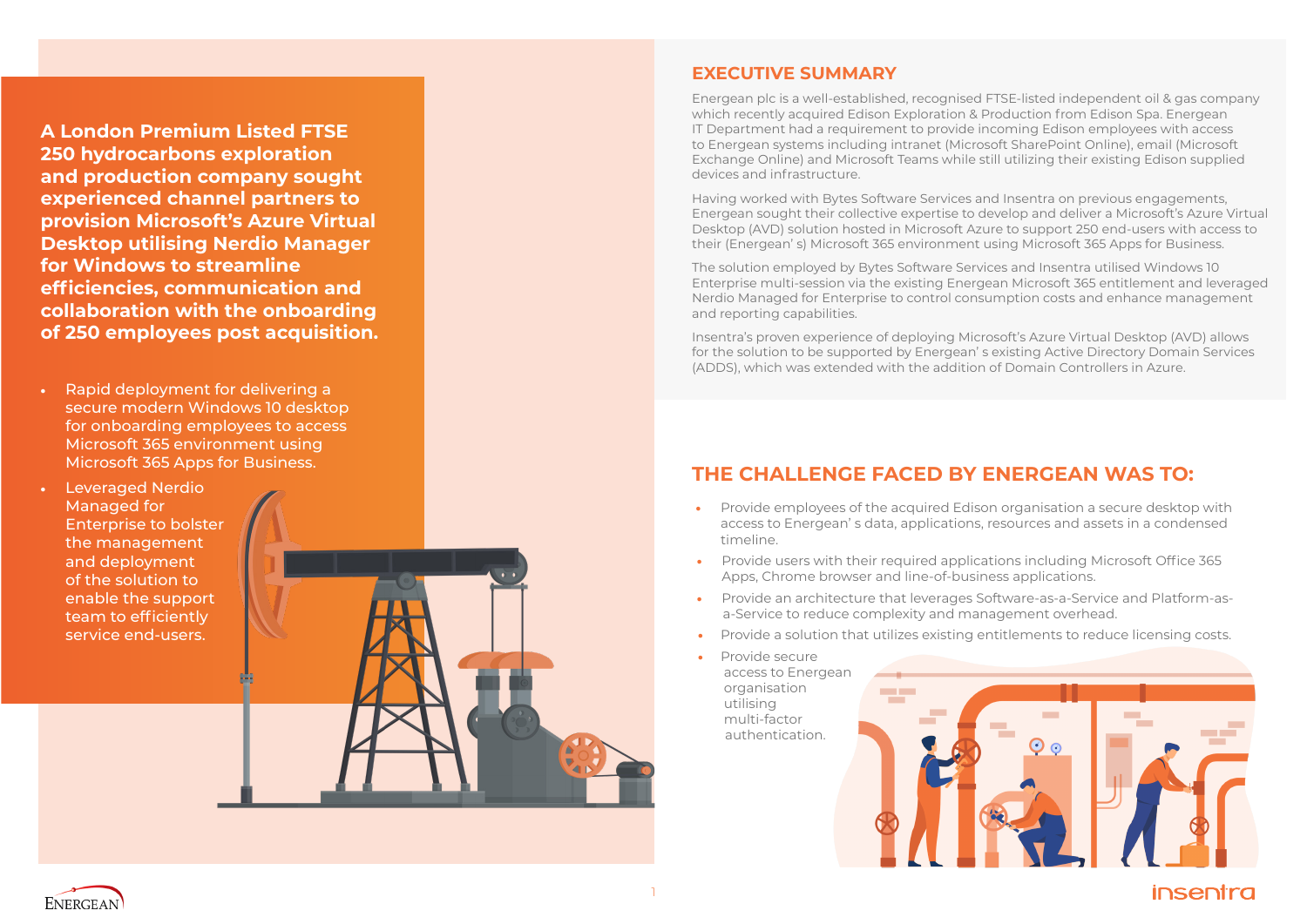**A London Premium Listed FTSE 250 hydrocarbons exploration and production company sought experienced channel partners to provision Microsoft's Azure Virtual Desktop utilising Nerdio Manager for Windows to streamline efficiencies, communication and collaboration with the onboarding of 250 employees post acquisition.**

- Rapid deployment for delivering a secure modern Windows 10 desktop for onboarding employees to access Microsoft 365 environment using Microsoft 365 Apps for Business.
- Leveraged Nerdio Managed for Enterprise to bolster the management and deployment of the solution to enable the support team to efficiently service end-users.

## EXECUTIVE SUMMARY

Energean plc is a well-established, recognised FTSE-listed independent oil & gas company which recently acquired Edison Exploration & Production from Edison Spa. Energean IT Department had a requirement to provide incoming Edison employees with access to Energean systems including intranet (Microsoft SharePoint Online), email (Microsoft Exchange Online) and Microsoft Teams while still utilizing their existing Edison supplied devices and infrastructure.

Having worked with Bytes Software Services and Insentra on previous engagements, Energean sought their collective expertise to develop and deliver a Microsoft's Azure Virtual Desktop (AVD) solution hosted in Microsoft Azure to support 250 end-users with access to their (Energean' s) Microsoft 365 environment using Microsoft 365 Apps for Business.

The solution employed by Bytes Software Services and Insentra utilised Windows 10 Enterprise multi-session via the existing Energean Microsoft 365 entitlement and leveraged Nerdio Managed for Enterprise to control consumption costs and enhance management and reporting capabilities.

Insentra's proven experience of deploying Microsoft's Azure Virtual Desktop (AVD) allows for the solution to be supported by Energean' s existing Active Directory Domain Services (ADDS), which was extended with the addition of Domain Controllers in Azure.

## THE CHALLENGE FACED BY ENERGEAN WAS TO:

- Provide employees of the acquired Edison organisation a secure desktop with access to Energean' s data, applications, resources and assets in a condensed timeline.
- Provide users with their required applications including Microsoft Office 365 Apps, Chrome browser and line-of-business applications.
- Provide an architecture that leverages Software-as-a-Service and Platform-as-a-Service to reduce complexity and management overhead.
- Provide a solution that utilizes existing entitlements to reduce licensing costs.
- Provide secure access to Energean organisation utilising multi-factor authentication.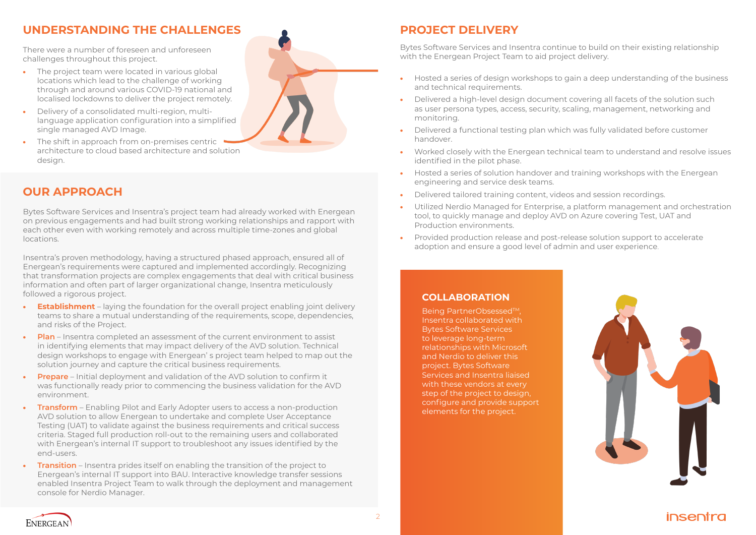## UNDERSTANDING THE CHALLENGES

There were a number of foreseen and unforeseen challenges throughout this project.

- The project team were located in various global locations which lead to the challenge of working through and around various COVID-19 national and localised lockdowns to deliver the project remotely.
- Delivery of a consolidated multi-region, multi-language application configuration into a simplified single managed AVD Image.
- The shift in approach from on-premises centric architecture to cloud based architecture and solution design.

## OUR APPROACH

Bytes Software Services and Insentra's project team had already worked with Energean on previous engagements and had built strong working relationships and rapport with each other even with working remotely and across multiple time-zones and global locations.

Insentra's proven methodology, having a structured phased approach, ensured all of Energean's requirements were captured and implemented accordingly. Recognizing that transformation projects are complex engagements that deal with critical business information and often part of larger organizational change, Insentra meticulously followed a rigorous project.

- **Establishment** – laying the foundation for the overall project enabling joint delivery teams to share a mutual understanding of the requirements, scope, dependencies, and risks of the Project.
- **Plan** – Insentra completed an assessment of the current environment to assist in identifying elements that may impact delivery of the AVD solution. Technical design workshops to engage with Energean' s project team helped to map out the solution journey and capture the critical business requirements.
- **Prepare** – Initial deployment and validation of the AVD solution to confirm it was functionally ready prior to commencing the business validation for the AVD environment.
- **Transform** – Enabling Pilot and Early Adopter users to access a non-production AVD solution to allow Energean to undertake and complete User Acceptance Testing (UAT) to validate against the business requirements and critical success criteria. Staged full production roll-out to the remaining users and collaborated with Energean's internal IT support to troubleshoot any issues identified by the end-users.
- **Transition** – Insentra prides itself on enabling the transition of the project to Energean's internal IT support into BAU. Interactive knowledge transfer sessions enabled Insentra Project Team to walk through the deployment and management console for Nerdio Manager.

## PROJECT DELIVERY

Bytes Software Services and Insentra continue to build on their existing relationship with the Energean Project Team to aid project delivery.

- Hosted a series of design workshops to gain a deep understanding of the business and technical requirements.
- Delivered a high-level design document covering all facets of the solution such as user persona types, access, security, scaling, management, networking and monitoring.
- Delivered a functional testing plan which was fully validated before customer handover.
- Worked closely with the Energean technical team to understand and resolve issues identified in the pilot phase.
- Hosted a series of solution handover and training workshops with the Energean engineering and service desk teams.
- Delivered tailored training content, videos and session recordings.
- Utilized Nerdio Managed for Enterprise, a platform management and orchestration tool, to quickly manage and deploy AVD on Azure covering Test, UAT and Production environments.
- Provided production release and post-release solution support to accelerate adoption and ensure a good level of admin and user experience.

### COLLABORATION

Being PartnerObsessed™, Insentra collaborated with Bytes Software Services to leverage long-term relationships with Microsoft and Nerdio to deliver this project. Bytes Software Services and Insentra liaised with these vendors at every step of the project to design, configure and provide support elements for the project.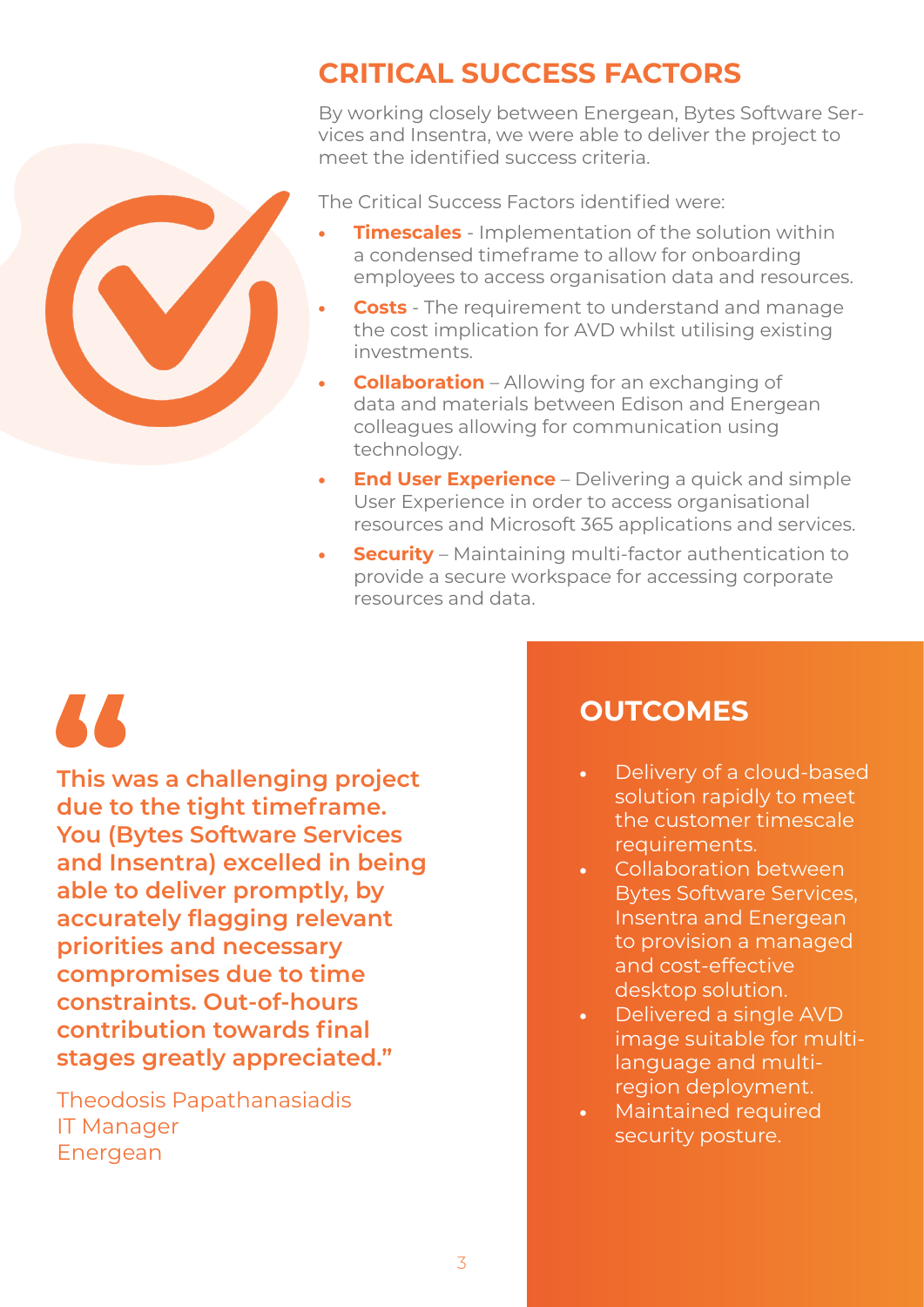## CRITICAL SUCCESS FACTORS

By working closely between Energean, Bytes Software Services and Insentra, we were able to deliver the project to meet the identified success criteria.

The Critical Success Factors identified were:

- **Timescales** - Implementation of the solution within a condensed timeframe to allow for onboarding employees to access organisation data and resources.
- **Costs** - The requirement to understand and manage the cost implication for AVD whilst utilising existing investments.
- **Collaboration** – Allowing for an exchanging of data and materials between Edison and Energean colleagues allowing for communication using technology.
- **End User Experience** – Delivering a quick and simple User Experience in order to access organisational resources and Microsoft 365 applications and services.
- **Security** – Maintaining multi-factor authentication to provide a secure workspace for accessing corporate resources and data.

> **This was a challenging project due to the tight timeframe. You (Bytes Software Services and Insentra) excelled in being able to deliver promptly, by accurately flagging relevant priorities and necessary compromises due to time constraints. Out-of-hours contribution towards final stages greatly appreciated."**
>
> Theodosis Papathanasiadis
> IT Manager
> Energean

## OUTCOMES

- Delivery of a cloud-based solution rapidly to meet the customer timescale requirements.
- Collaboration between Bytes Software Services, Insentra and Energean to provision a managed and cost-effective desktop solution.
- Delivered a single AVD image suitable for multi-language and multi-region deployment.
- Maintained required security posture.